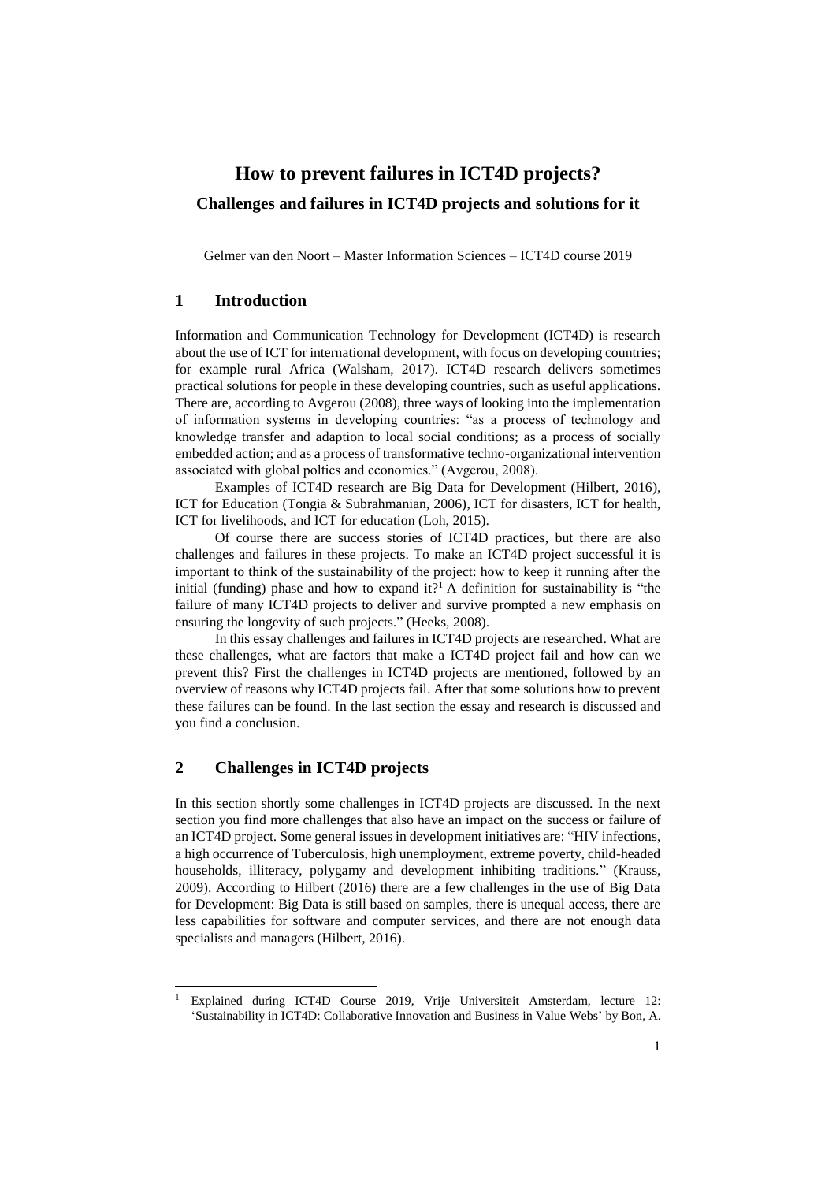# How to prevent failures in ICT4D projects?

## Challenges and failures in ICT4D projects and solutions for it

Gelmer van den Noort – Master Information Sciences – ICT4D course 2019

## 1 Introduction

Information and Communication Technology for Development (ICT4D) is research about the use of ICT for international development, with focus on developing countries; for example rural Africa (Walsham, 2017). ICT4D research delivers sometimes practical solutions for people in these developing countries, such as useful applications. There are, according to Avgerou (2008), three ways of looking into the implementation of information systems in developing countries: "as a process of technology and knowledge transfer and adaption to local social conditions; as a process of socially embedded action; and as a process of transformative techno-organizational intervention associated with global poltics and economics." (Avgerou, 2008).

Examples of ICT4D research are Big Data for Development (Hilbert, 2016), ICT for Education (Tongia & Subrahmanian, 2006), ICT for disasters, ICT for health, ICT for livelihoods, and ICT for education (Loh, 2015).

Of course there are success stories of ICT4D practices, but there are also challenges and failures in these projects. To make an ICT4D project successful it is important to think of the sustainability of the project: how to keep it running after the initial (funding) phase and how to expand it?[1] A definition for sustainability is "the failure of many ICT4D projects to deliver and survive prompted a new emphasis on ensuring the longevity of such projects." (Heeks, 2008).

In this essay challenges and failures in ICT4D projects are researched. What are these challenges, what are factors that make a ICT4D project fail and how can we prevent this? First the challenges in ICT4D projects are mentioned, followed by an overview of reasons why ICT4D projects fail. After that some solutions how to prevent these failures can be found. In the last section the essay and research is discussed and you find a conclusion.

## 2 Challenges in ICT4D projects

In this section shortly some challenges in ICT4D projects are discussed. In the next section you find more challenges that also have an impact on the success or failure of an ICT4D project. Some general issues in development initiatives are: "HIV infections, a high occurrence of Tuberculosis, high unemployment, extreme poverty, child-headed households, illiteracy, polygamy and development inhibiting traditions." (Krauss, 2009). According to Hilbert (2016) there are a few challenges in the use of Big Data for Development: Big Data is still based on samples, there is unequal access, there are less capabilities for software and computer services, and there are not enough data specialists and managers (Hilbert, 2016).

[1] Explained during ICT4D Course 2019, Vrije Universiteit Amsterdam, lecture 12: 'Sustainability in ICT4D: Collaborative Innovation and Business in Value Webs' by Bon, A.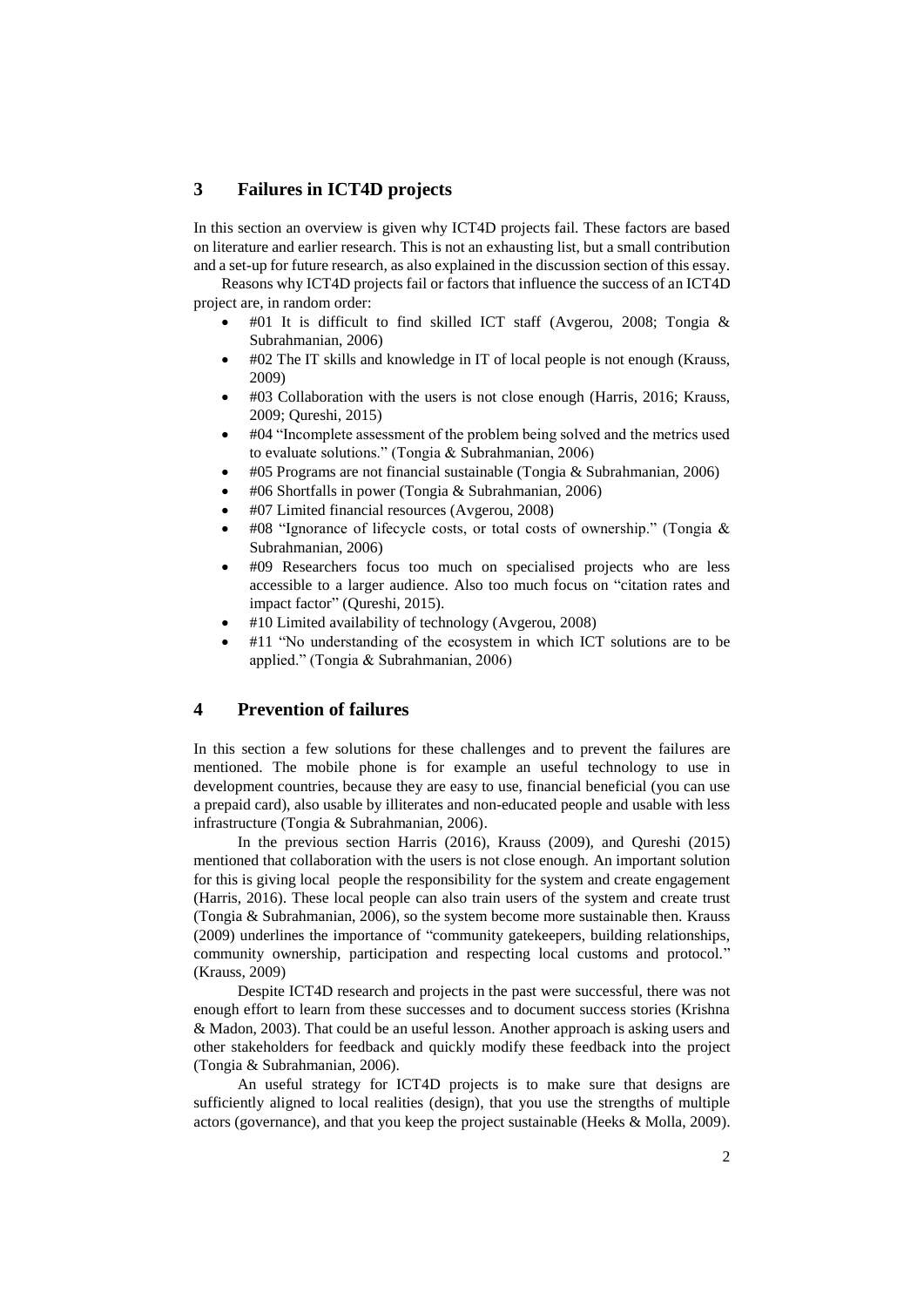## 3 Failures in ICT4D projects

In this section an overview is given why ICT4D projects fail. These factors are based on literature and earlier research. This is not an exhausting list, but a small contribution and a set-up for future research, as also explained in the discussion section of this essay.

Reasons why ICT4D projects fail or factors that influence the success of an ICT4D project are, in random order:

- #01 It is difficult to find skilled ICT staff (Avgerou, 2008; Tongia & Subrahmanian, 2006)
- #02 The IT skills and knowledge in IT of local people is not enough (Krauss, 2009)
- #03 Collaboration with the users is not close enough (Harris, 2016; Krauss, 2009; Qureshi, 2015)
- #04 "Incomplete assessment of the problem being solved and the metrics used to evaluate solutions." (Tongia & Subrahmanian, 2006)
- #05 Programs are not financial sustainable (Tongia & Subrahmanian, 2006)
- #06 Shortfalls in power (Tongia & Subrahmanian, 2006)
- #07 Limited financial resources (Avgerou, 2008)
- #08 "Ignorance of lifecycle costs, or total costs of ownership." (Tongia & Subrahmanian, 2006)
- #09 Researchers focus too much on specialised projects who are less accessible to a larger audience. Also too much focus on "citation rates and impact factor" (Qureshi, 2015).
- #10 Limited availability of technology (Avgerou, 2008)
- #11 "No understanding of the ecosystem in which ICT solutions are to be applied." (Tongia & Subrahmanian, 2006)

## 4 Prevention of failures

In this section a few solutions for these challenges and to prevent the failures are mentioned. The mobile phone is for example an useful technology to use in development countries, because they are easy to use, financial beneficial (you can use a prepaid card), also usable by illiterates and non-educated people and usable with less infrastructure (Tongia & Subrahmanian, 2006).

In the previous section Harris (2016), Krauss (2009), and Qureshi (2015) mentioned that collaboration with the users is not close enough. An important solution for this is giving local people the responsibility for the system and create engagement (Harris, 2016). These local people can also train users of the system and create trust (Tongia & Subrahmanian, 2006), so the system become more sustainable then. Krauss (2009) underlines the importance of "community gatekeepers, building relationships, community ownership, participation and respecting local customs and protocol." (Krauss, 2009)

Despite ICT4D research and projects in the past were successful, there was not enough effort to learn from these successes and to document success stories (Krishna & Madon, 2003). That could be an useful lesson. Another approach is asking users and other stakeholders for feedback and quickly modify these feedback into the project (Tongia & Subrahmanian, 2006).

An useful strategy for ICT4D projects is to make sure that designs are sufficiently aligned to local realities (design), that you use the strengths of multiple actors (governance), and that you keep the project sustainable (Heeks & Molla, 2009).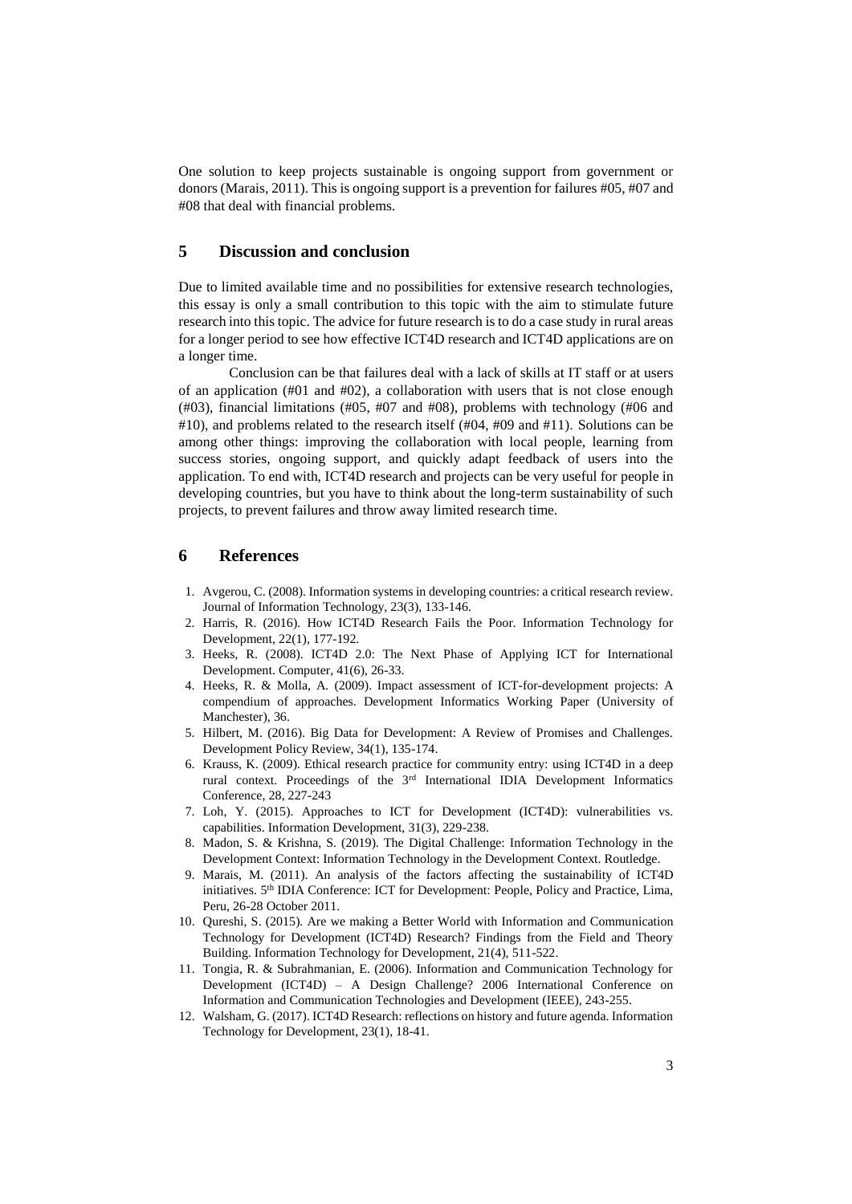One solution to keep projects sustainable is ongoing support from government or donors (Marais, 2011). This is ongoing support is a prevention for failures #05, #07 and #08 that deal with financial problems.

## 5 Discussion and conclusion

Due to limited available time and no possibilities for extensive research technologies, this essay is only a small contribution to this topic with the aim to stimulate future research into this topic. The advice for future research is to do a case study in rural areas for a longer period to see how effective ICT4D research and ICT4D applications are on a longer time.

Conclusion can be that failures deal with a lack of skills at IT staff or at users of an application (#01 and #02), a collaboration with users that is not close enough (#03), financial limitations (#05, #07 and #08), problems with technology (#06 and #10), and problems related to the research itself (#04, #09 and #11). Solutions can be among other things: improving the collaboration with local people, learning from success stories, ongoing support, and quickly adapt feedback of users into the application. To end with, ICT4D research and projects can be very useful for people in developing countries, but you have to think about the long-term sustainability of such projects, to prevent failures and throw away limited research time.

## 6 References

1. Avgerou, C. (2008). Information systems in developing countries: a critical research review. Journal of Information Technology, 23(3), 133-146.
2. Harris, R. (2016). How ICT4D Research Fails the Poor. Information Technology for Development, 22(1), 177-192.
3. Heeks, R. (2008). ICT4D 2.0: The Next Phase of Applying ICT for International Development. Computer, 41(6), 26-33.
4. Heeks, R. & Molla, A. (2009). Impact assessment of ICT-for-development projects: A compendium of approaches. Development Informatics Working Paper (University of Manchester), 36.
5. Hilbert, M. (2016). Big Data for Development: A Review of Promises and Challenges. Development Policy Review, 34(1), 135-174.
6. Krauss, K. (2009). Ethical research practice for community entry: using ICT4D in a deep rural context. Proceedings of the 3rd International IDIA Development Informatics Conference, 28, 227-243
7. Loh, Y. (2015). Approaches to ICT for Development (ICT4D): vulnerabilities vs. capabilities. Information Development, 31(3), 229-238.
8. Madon, S. & Krishna, S. (2019). The Digital Challenge: Information Technology in the Development Context: Information Technology in the Development Context. Routledge.
9. Marais, M. (2011). An analysis of the factors affecting the sustainability of ICT4D initiatives. 5th IDIA Conference: ICT for Development: People, Policy and Practice, Lima, Peru, 26-28 October 2011.
10. Qureshi, S. (2015). Are we making a Better World with Information and Communication Technology for Development (ICT4D) Research? Findings from the Field and Theory Building. Information Technology for Development, 21(4), 511-522.
11. Tongia, R. & Subrahmanian, E. (2006). Information and Communication Technology for Development (ICT4D) – A Design Challenge? 2006 International Conference on Information and Communication Technologies and Development (IEEE), 243-255.
12. Walsham, G. (2017). ICT4D Research: reflections on history and future agenda. Information Technology for Development, 23(1), 18-41.